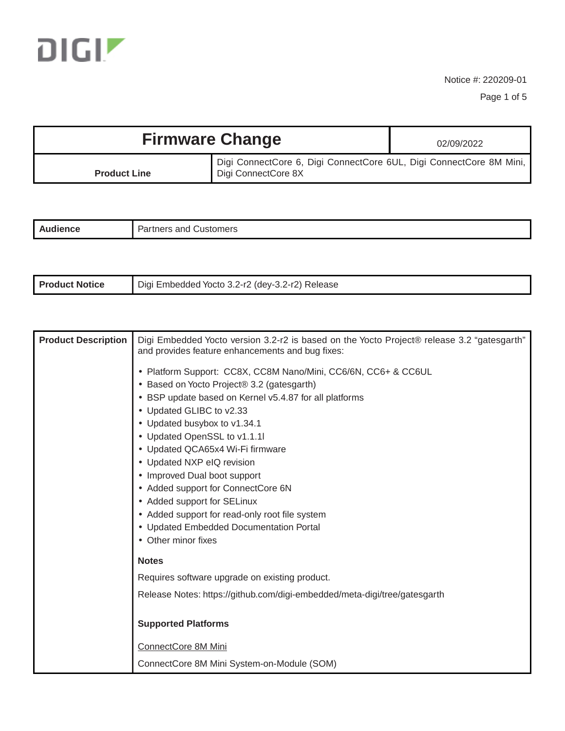DIGI

Notice #: 220209-01

| Firmware Change | | 02/09/2022 |
|---|---|---|
| Product Line | Digi ConnectCore 6, Digi ConnectCore 6UL, Digi ConnectCore 8M Mini, Digi ConnectCore 8X | |

| **Audience** | Partners and Customers |
|---|---|

| **Product Notice** | Digi Embedded Yocto 3.2-r2 (dey-3.2-r2) Release |
|---|---|

**Product Description**

Digi Embedded Yocto version 3.2-r2 is based on the Yocto Project® release 3.2 "gatesgarth" and provides feature enhancements and bug fixes:

- Platform Support: CC8X, CC8M Nano/Mini, CC6/6N, CC6+ & CC6UL
- Based on Yocto Project® 3.2 (gatesgarth)
- BSP update based on Kernel v5.4.87 for all platforms
- Updated GLIBC to v2.33
- Updated busybox to v1.34.1
- Updated OpenSSL to v1.1.1l
- Updated QCA65x4 Wi-Fi firmware
- Updated NXP eIQ revision
- Improved Dual boot support
- Added support for ConnectCore 6N
- Added support for SELinux
- Added support for read-only root file system
- Updated Embedded Documentation Portal
- Other minor fixes

**Notes**

Requires software upgrade on existing product.

Release Notes: https://github.com/digi-embedded/meta-digi/tree/gatesgarth

**Supported Platforms**

ConnectCore 8M Mini

ConnectCore 8M Mini System-on-Module (SOM)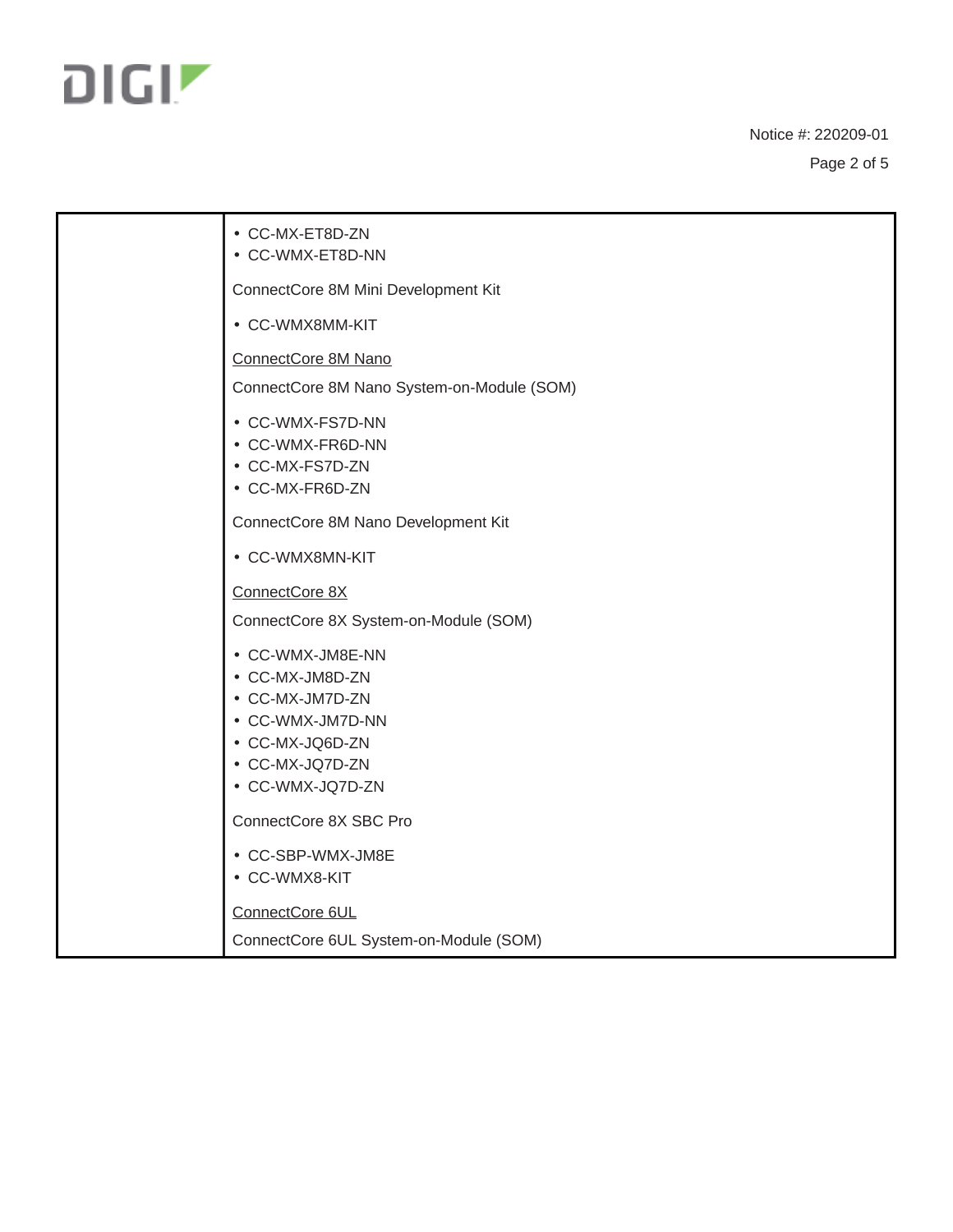| | • CC-MX-ET8D-ZN<br>• CC-WMX-ET8D-NN<br><br>ConnectCore 8M Mini Development Kit<br><br>• CC-WMX8MM-KIT<br><br><u>ConnectCore 8M Nano</u><br><br>ConnectCore 8M Nano System-on-Module (SOM)<br><br>• CC-WMX-FS7D-NN<br>• CC-WMX-FR6D-NN<br>• CC-MX-FS7D-ZN<br>• CC-MX-FR6D-ZN<br><br>ConnectCore 8M Nano Development Kit<br><br>• CC-WMX8MN-KIT<br><br><u>ConnectCore 8X</u><br><br>ConnectCore 8X System-on-Module (SOM)<br><br>• CC-WMX-JM8E-NN<br>• CC-MX-JM8D-ZN<br>• CC-MX-JM7D-ZN<br>• CC-WMX-JM7D-NN<br>• CC-MX-JQ6D-ZN<br>• CC-MX-JQ7D-ZN<br>• CC-WMX-JQ7D-ZN<br><br>ConnectCore 8X SBC Pro<br><br>• CC-SBP-WMX-JM8E<br>• CC-WMX8-KIT<br><br><u>ConnectCore 6UL</u><br><br>ConnectCore 6UL System-on-Module (SOM) |
|---|---|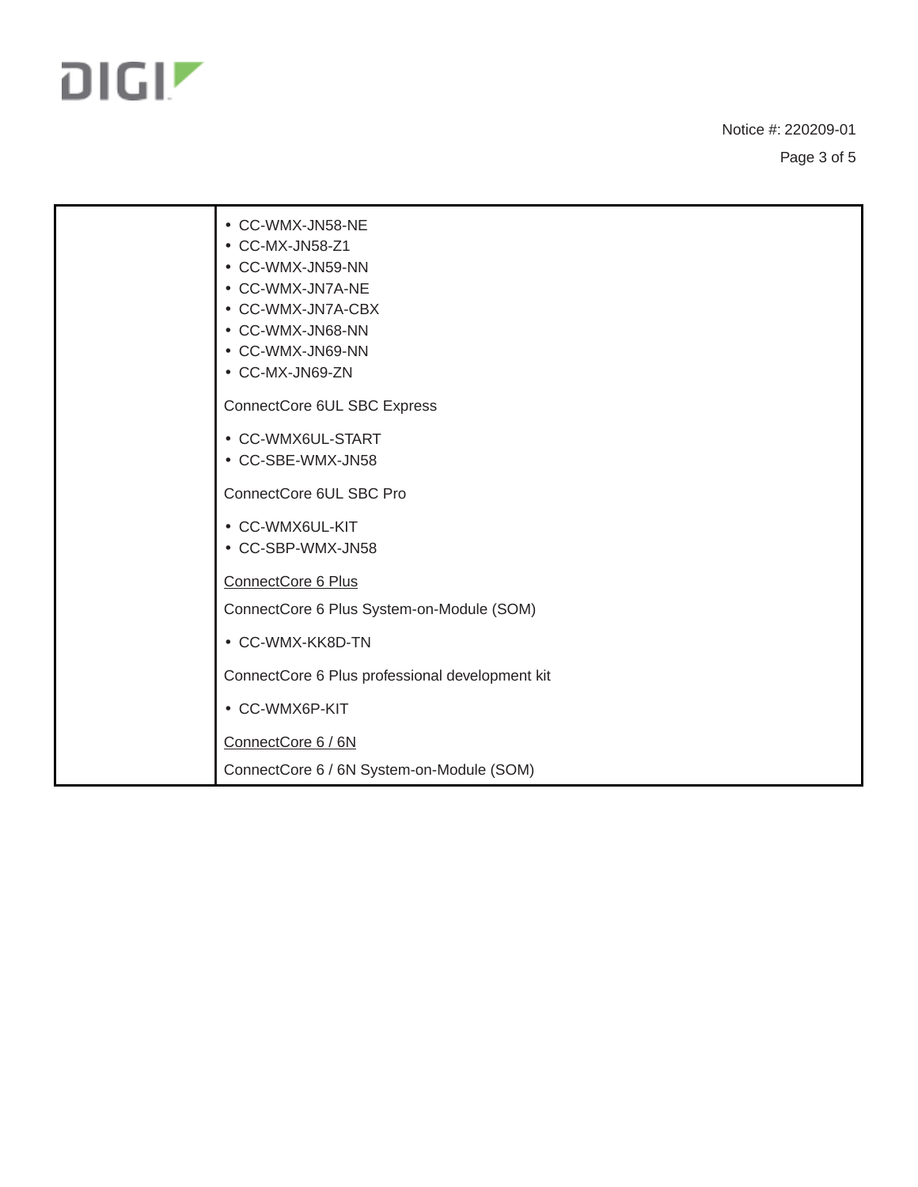|  |  |
| --- | --- |
|  | • CC-WMX-JN58-NE<br>• CC-MX-JN58-Z1<br>• CC-WMX-JN59-NN<br>• CC-WMX-JN7A-NE<br>• CC-WMX-JN7A-CBX<br>• CC-WMX-JN68-NN<br>• CC-WMX-JN69-NN<br>• CC-MX-JN69-ZN<br><br>ConnectCore 6UL SBC Express<br><br>• CC-WMX6UL-START<br>• CC-SBE-WMX-JN58<br><br>ConnectCore 6UL SBC Pro<br><br>• CC-WMX6UL-KIT<br>• CC-SBP-WMX-JN58<br><br><u>ConnectCore 6 Plus</u><br><br>ConnectCore 6 Plus System-on-Module (SOM)<br><br>• CC-WMX-KK8D-TN<br><br>ConnectCore 6 Plus professional development kit<br><br>• CC-WMX6P-KIT<br><br><u>ConnectCore 6 / 6N</u><br><br>ConnectCore 6 / 6N System-on-Module (SOM) |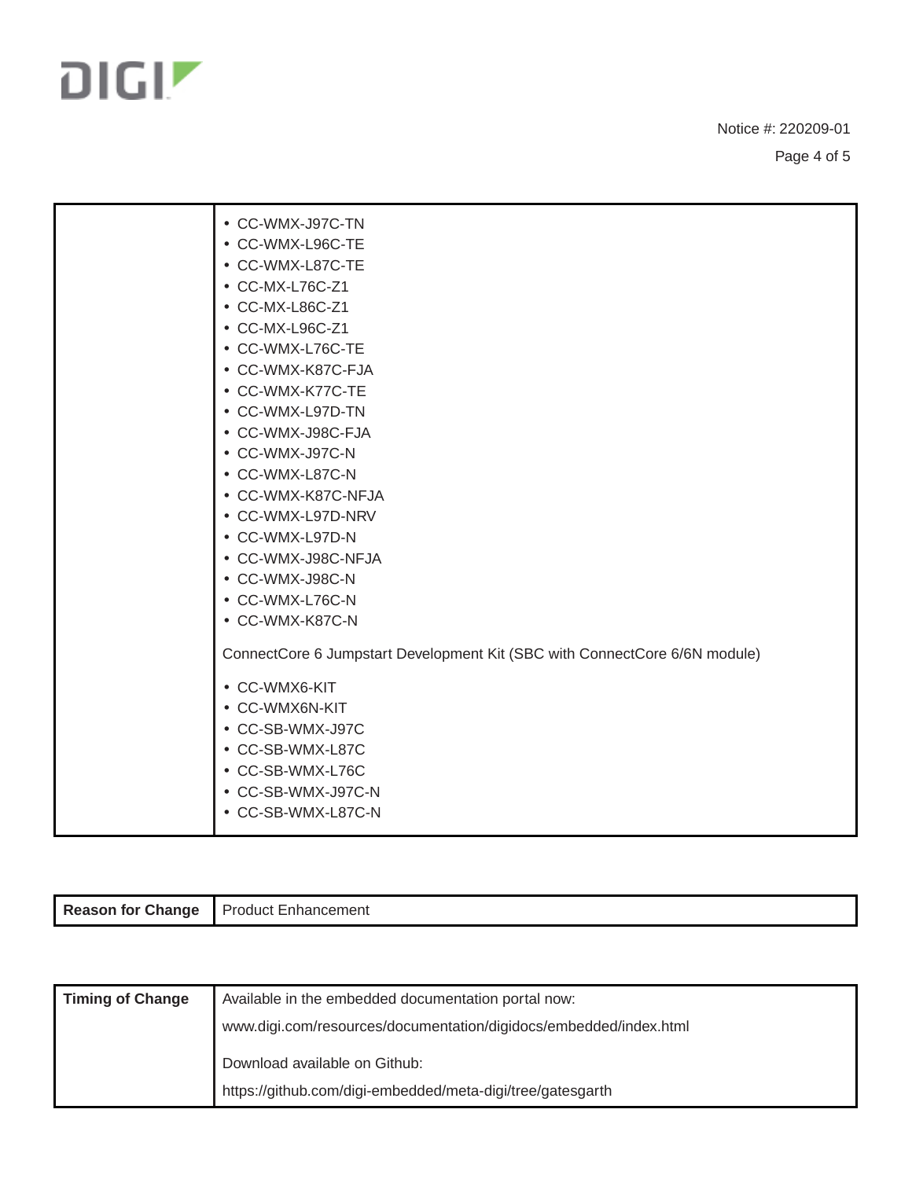| | |
|---|---|
| | • CC-WMX-J97C-TN<br>• CC-WMX-L96C-TE<br>• CC-WMX-L87C-TE<br>• CC-MX-L76C-Z1<br>• CC-MX-L86C-Z1<br>• CC-MX-L96C-Z1<br>• CC-WMX-L76C-TE<br>• CC-WMX-K87C-FJA<br>• CC-WMX-K77C-TE<br>• CC-WMX-L97D-TN<br>• CC-WMX-J98C-FJA<br>• CC-WMX-J97C-N<br>• CC-WMX-L87C-N<br>• CC-WMX-K87C-NFJA<br>• CC-WMX-L97D-NRV<br>• CC-WMX-L97D-N<br>• CC-WMX-J98C-NFJA<br>• CC-WMX-J98C-N<br>• CC-WMX-L76C-N<br>• CC-WMX-K87C-N<br><br>ConnectCore 6 Jumpstart Development Kit (SBC with ConnectCore 6/6N module)<br><br>• CC-WMX6-KIT<br>• CC-WMX6N-KIT<br>• CC-SB-WMX-J97C<br>• CC-SB-WMX-L87C<br>• CC-SB-WMX-L76C<br>• CC-SB-WMX-J97C-N<br>• CC-SB-WMX-L87C-N |

| | |
|---|---|
| **Reason for Change** | Product Enhancement |

| | |
|---|---|
| **Timing of Change** | Available in the embedded documentation portal now:<br>www.digi.com/resources/documentation/digidocs/embedded/index.html<br><br>Download available on Github:<br>https://github.com/digi-embedded/meta-digi/tree/gatesgarth |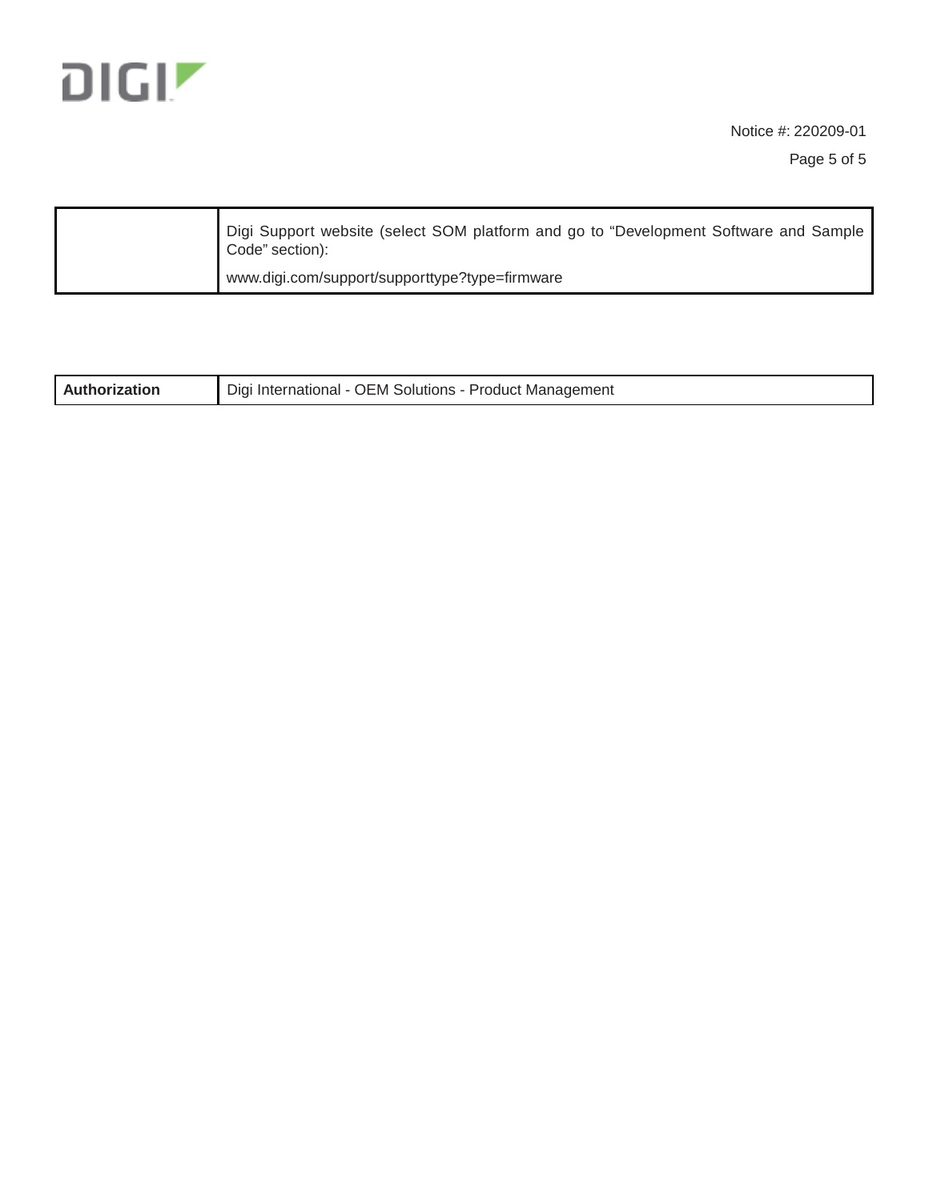| | |
|---|---|
| | Digi Support website (select SOM platform and go to "Development Software and Sample Code" section):<br>www.digi.com/support/supporttype?type=firmware |

| | |
|---|---|
| **Authorization** | Digi International - OEM Solutions - Product Management |